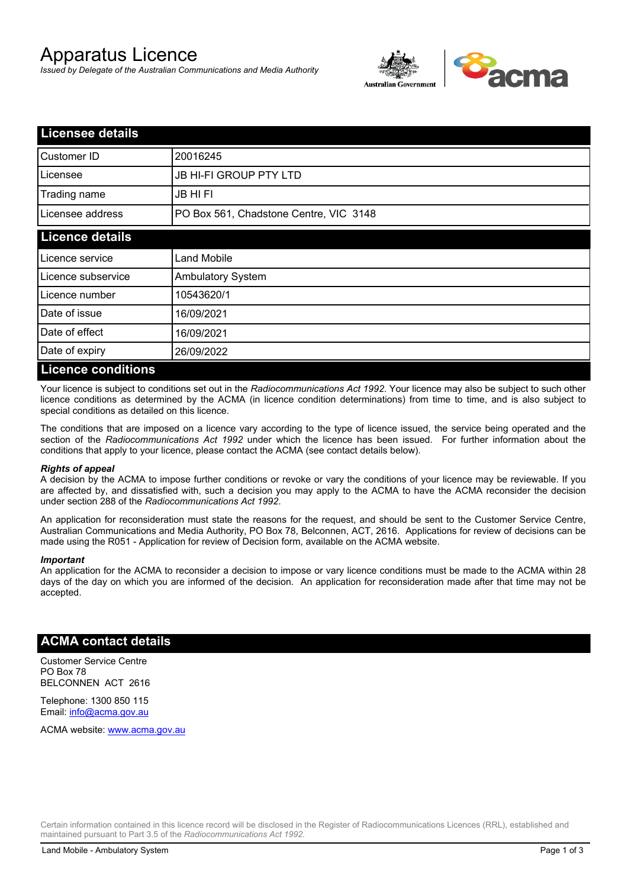# Apparatus Licence

*Issued by Delegate of the Australian Communications and Media Authority*

## Licensee details

| | |
|---|---|
| Customer ID | 20016245 |
| Licensee | JB HI-FI GROUP PTY LTD |
| Trading name | JB HI FI |
| Licensee address | PO Box 561, Chadstone Centre, VIC 3148 |

## Licence details

| | |
|---|---|
| Licence service | Land Mobile |
| Licence subservice | Ambulatory System |
| Licence number | 10543620/1 |
| Date of issue | 16/09/2021 |
| Date of effect | 16/09/2021 |
| Date of expiry | 26/09/2022 |

## Licence conditions

Your licence is subject to conditions set out in the *Radiocommunications Act 1992*. Your licence may also be subject to such other licence conditions as determined by the ACMA (in licence condition determinations) from time to time, and is also subject to special conditions as detailed on this licence.

The conditions that are imposed on a licence vary according to the type of licence issued, the service being operated and the section of the *Radiocommunications Act 1992* under which the licence has been issued. For further information about the conditions that apply to your licence, please contact the ACMA (see contact details below).

#### *Rights of appeal*

A decision by the ACMA to impose further conditions or revoke or vary the conditions of your licence may be reviewable. If you are affected by, and dissatisfied with, such a decision you may apply to the ACMA to have the ACMA reconsider the decision under section 288 of the *Radiocommunications Act 1992*.

An application for reconsideration must state the reasons for the request, and should be sent to the Customer Service Centre, Australian Communications and Media Authority, PO Box 78, Belconnen, ACT, 2616. Applications for review of decisions can be made using the R051 - Application for review of Decision form, available on the ACMA website.

#### *Important*

An application for the ACMA to reconsider a decision to impose or vary licence conditions must be made to the ACMA within 28 days of the day on which you are informed of the decision. An application for reconsideration made after that time may not be accepted.

## ACMA contact details

Customer Service Centre
PO Box 78
BELCONNEN ACT 2616

Telephone: 1300 850 115
Email: info@acma.gov.au

ACMA website: www.acma.gov.au

Certain information contained in this licence record will be disclosed in the Register of Radiocommunications Licences (RRL), established and maintained pursuant to Part 3.5 of the *Radiocommunications Act 1992.*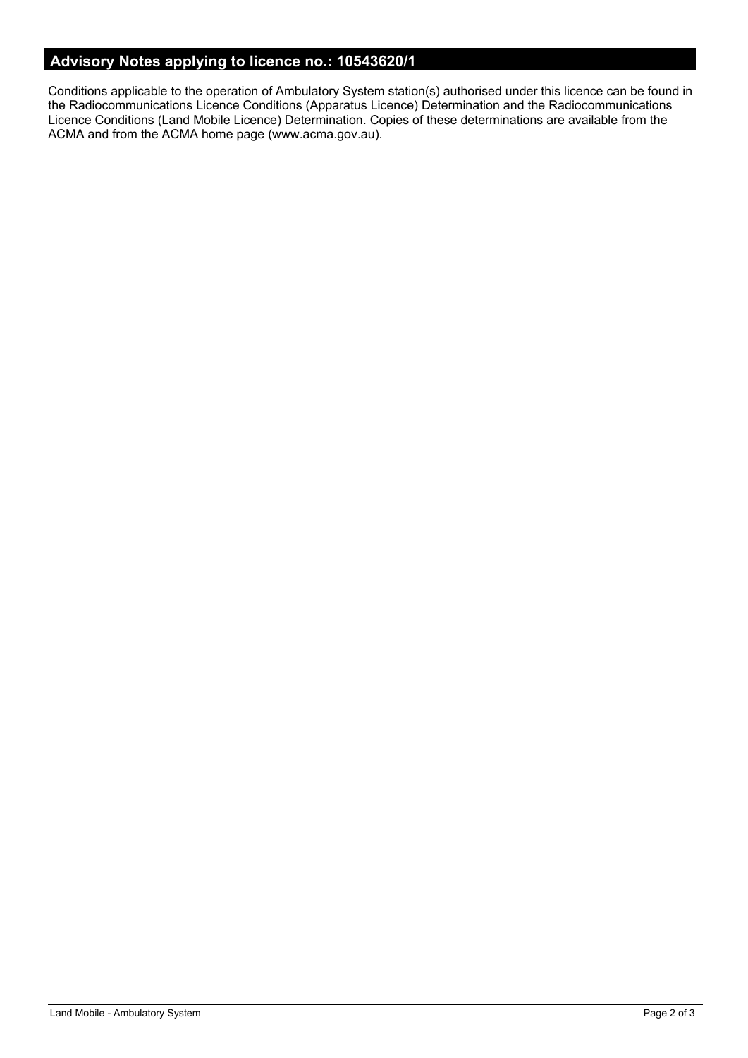## Advisory Notes applying to licence no.: 10543620/1

Conditions applicable to the operation of Ambulatory System station(s) authorised under this licence can be found in the Radiocommunications Licence Conditions (Apparatus Licence) Determination and the Radiocommunications Licence Conditions (Land Mobile Licence) Determination. Copies of these determinations are available from the ACMA and from the ACMA home page (www.acma.gov.au).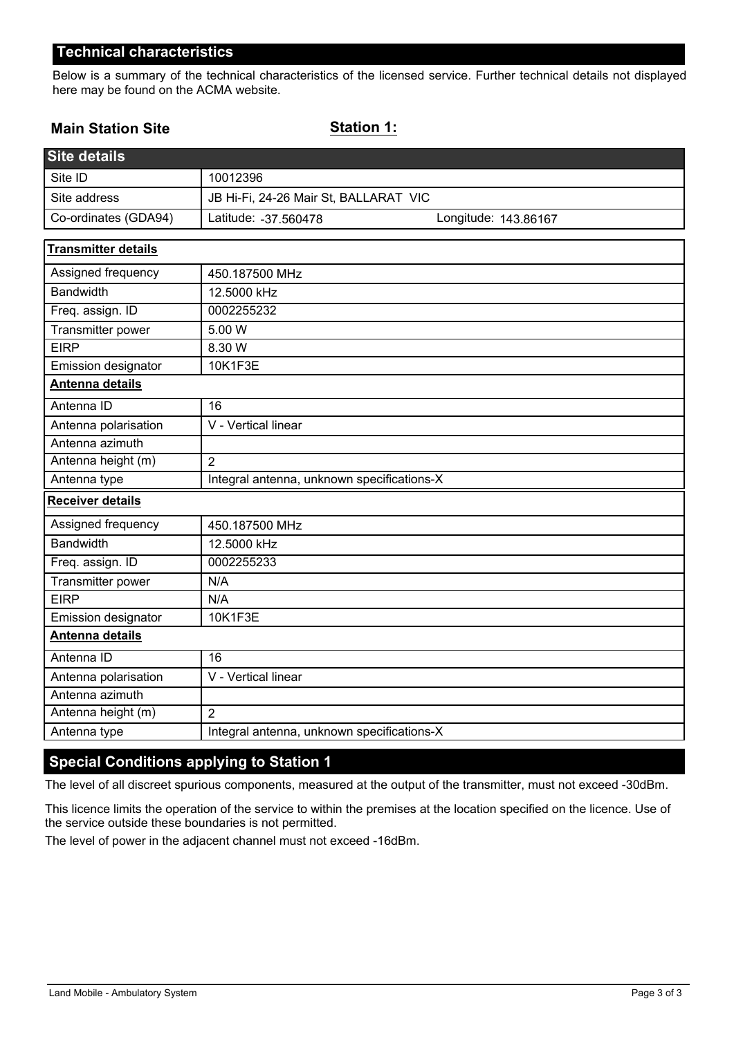## Technical characteristics

Below is a summary of the technical characteristics of the licensed service. Further technical details not displayed here may be found on the ACMA website.

**Main Station Site** **Station 1:**

| Site details | | |
|---|---|---|
| Site ID | 10012396 | |
| Site address | JB Hi-Fi, 24-26 Mair St, BALLARAT VIC | |
| Co-ordinates (GDA94) | Latitude: -37.560478 | Longitude: 143.86167 |

| **Transmitter details** | |
|---|---|
| Assigned frequency | 450.187500 MHz |
| Bandwidth | 12.5000 kHz |
| Freq. assign. ID | 0002255232 |
| Transmitter power | 5.00 W |
| EIRP | 8.30 W |
| Emission designator | 10K1F3E |
| **Antenna details** | |
| Antenna ID | 16 |
| Antenna polarisation | V - Vertical linear |
| Antenna azimuth | |
| Antenna height (m) | 2 |
| Antenna type | Integral antenna, unknown specifications-X |

| **Receiver details** | |
|---|---|
| Assigned frequency | 450.187500 MHz |
| Bandwidth | 12.5000 kHz |
| Freq. assign. ID | 0002255233 |
| Transmitter power | N/A |
| EIRP | N/A |
| Emission designator | 10K1F3E |
| **Antenna details** | |
| Antenna ID | 16 |
| Antenna polarisation | V - Vertical linear |
| Antenna azimuth | |
| Antenna height (m) | 2 |
| Antenna type | Integral antenna, unknown specifications-X |

## Special Conditions applying to Station 1

The level of all discreet spurious components, measured at the output of the transmitter, must not exceed -30dBm.

This licence limits the operation of the service to within the premises at the location specified on the licence. Use of the service outside these boundaries is not permitted.

The level of power in the adjacent channel must not exceed -16dBm.